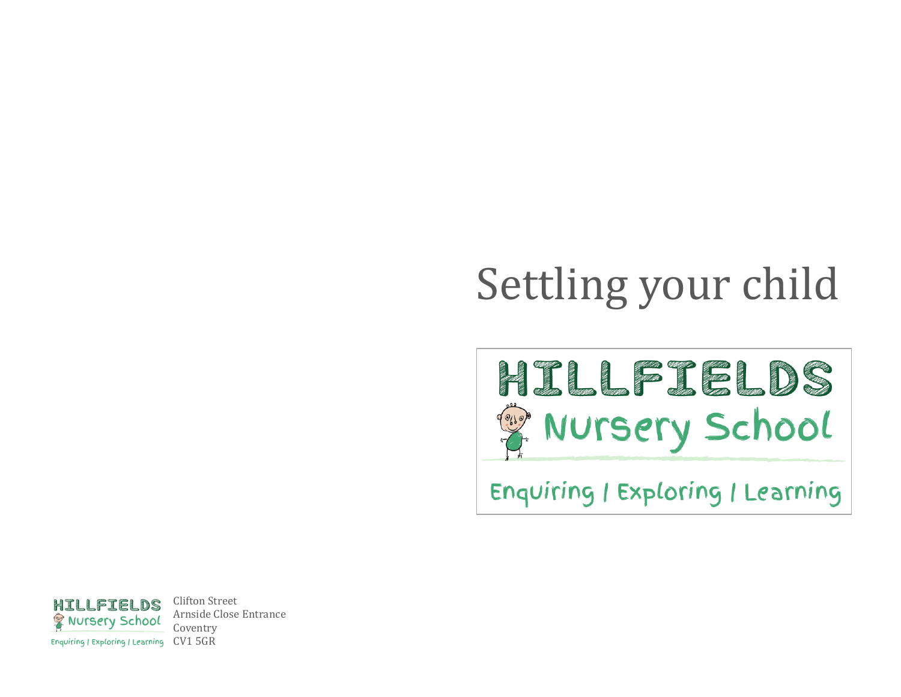# Settling your child

HILLFIELDS
Nursery School

Enquiring | Exploring | Learning

HILLFIELDS
Nursery School
Enquiring | Exploring | Learning

Clifton Street
Arnside Close Entrance
Coventry
CV1 5GR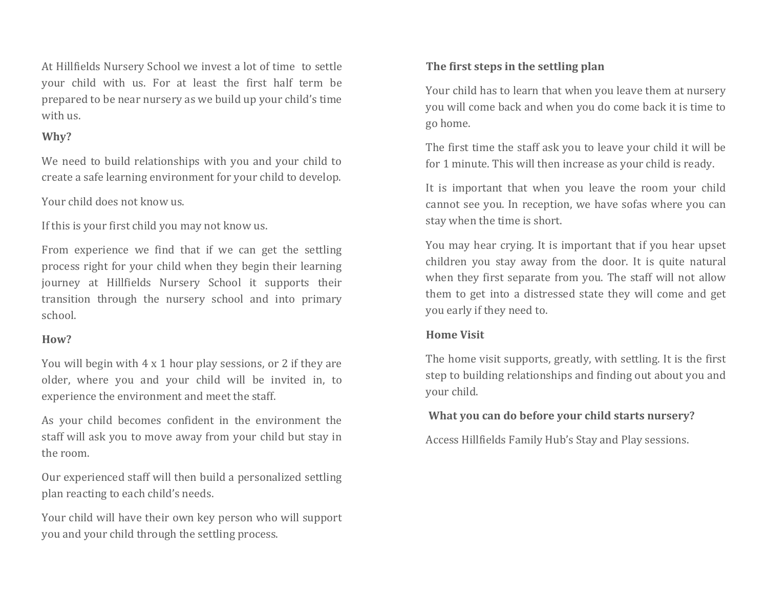At Hillfields Nursery School we invest a lot of time to settle your child with us. For at least the first half term be prepared to be near nursery as we build up your child's time with us.

**Why?**

We need to build relationships with you and your child to create a safe learning environment for your child to develop.

Your child does not know us.

If this is your first child you may not know us.

From experience we find that if we can get the settling process right for your child when they begin their learning journey at Hillfields Nursery School it supports their transition through the nursery school and into primary school.

**How?**

You will begin with 4 x 1 hour play sessions, or 2 if they are older, where you and your child will be invited in, to experience the environment and meet the staff.

As your child becomes confident in the environment the staff will ask you to move away from your child but stay in the room.

Our experienced staff will then build a personalized settling plan reacting to each child's needs.

Your child will have their own key person who will support you and your child through the settling process.

**The first steps in the settling plan**

Your child has to learn that when you leave them at nursery you will come back and when you do come back it is time to go home.

The first time the staff ask you to leave your child it will be for 1 minute. This will then increase as your child is ready.

It is important that when you leave the room your child cannot see you. In reception, we have sofas where you can stay when the time is short.

You may hear crying. It is important that if you hear upset children you stay away from the door. It is quite natural when they first separate from you. The staff will not allow them to get into a distressed state they will come and get you early if they need to.

**Home Visit**

The home visit supports, greatly, with settling. It is the first step to building relationships and finding out about you and your child.

**What you can do before your child starts nursery?**

Access Hillfields Family Hub's Stay and Play sessions.